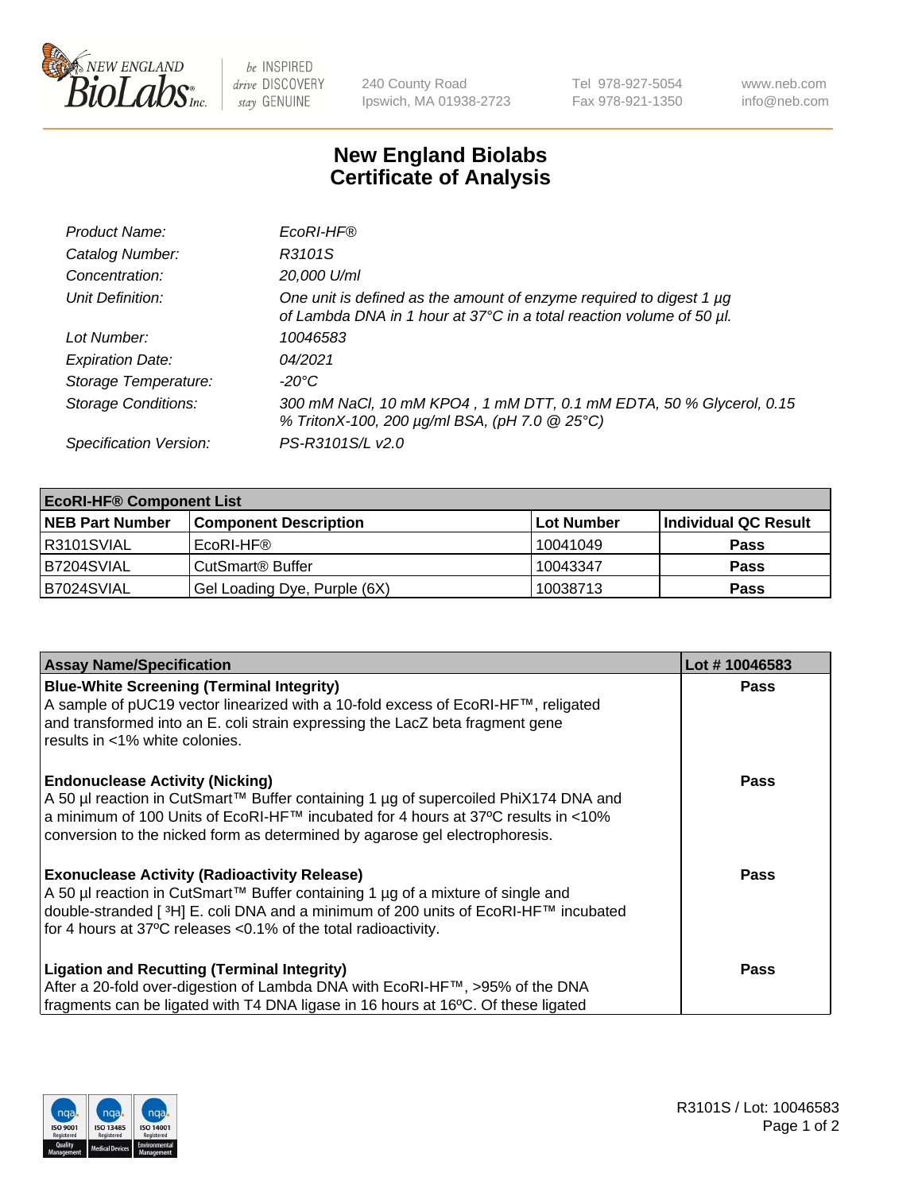# New England Biolabs
# Certificate of Analysis

| | |
|---|---|
| *Product Name:* | *EcoRI-HF®* |
| *Catalog Number:* | *R3101S* |
| *Concentration:* | *20,000 U/ml* |
| *Unit Definition:* | *One unit is defined as the amount of enzyme required to digest 1 µg of Lambda DNA in 1 hour at 37°C in a total reaction volume of 50 µl.* |
| *Lot Number:* | *10046583* |
| *Expiration Date:* | *04/2021* |
| *Storage Temperature:* | *-20°C* |
| *Storage Conditions:* | *300 mM NaCl, 10 mM KPO4 , 1 mM DTT, 0.1 mM EDTA, 50 % Glycerol, 0.15 % TritonX-100, 200 µg/ml BSA, (pH 7.0 @ 25°C)* |
| *Specification Version:* | *PS-R3101S/L v2.0* |

| **EcoRI-HF® Component List** | | | |
|---|---|---|---|
| **NEB Part Number** | **Component Description** | **Lot Number** | **Individual QC Result** |
| R3101SVIAL | EcoRI-HF® | 10041049 | **Pass** |
| B7204SVIAL | CutSmart® Buffer | 10043347 | **Pass** |
| B7024SVIAL | Gel Loading Dye, Purple (6X) | 10038713 | **Pass** |

| **Assay Name/Specification** | **Lot # 10046583** |
|---|---|
| **Blue-White Screening (Terminal Integrity)**<br>A sample of pUC19 vector linearized with a 10-fold excess of EcoRI-HF™, religated and transformed into an E. coli strain expressing the LacZ beta fragment gene results in <1% white colonies. | **Pass** |
| **Endonuclease Activity (Nicking)**<br>A 50 µl reaction in CutSmart™ Buffer containing 1 µg of supercoiled PhiX174 DNA and a minimum of 100 Units of EcoRI-HF™ incubated for 4 hours at 37ºC results in <10% conversion to the nicked form as determined by agarose gel electrophoresis. | **Pass** |
| **Exonuclease Activity (Radioactivity Release)**<br>A 50 µl reaction in CutSmart™ Buffer containing 1 µg of a mixture of single and double-stranded [ $^{3}$H] E. coli DNA and a minimum of 200 units of EcoRI-HF™ incubated for 4 hours at 37ºC releases <0.1% of the total radioactivity. | **Pass** |
| **Ligation and Recutting (Terminal Integrity)**<br>After a 20-fold over-digestion of Lambda DNA with EcoRI-HF™, >95% of the DNA fragments can be ligated with T4 DNA ligase in 16 hours at 16ºC. Of these ligated | **Pass** |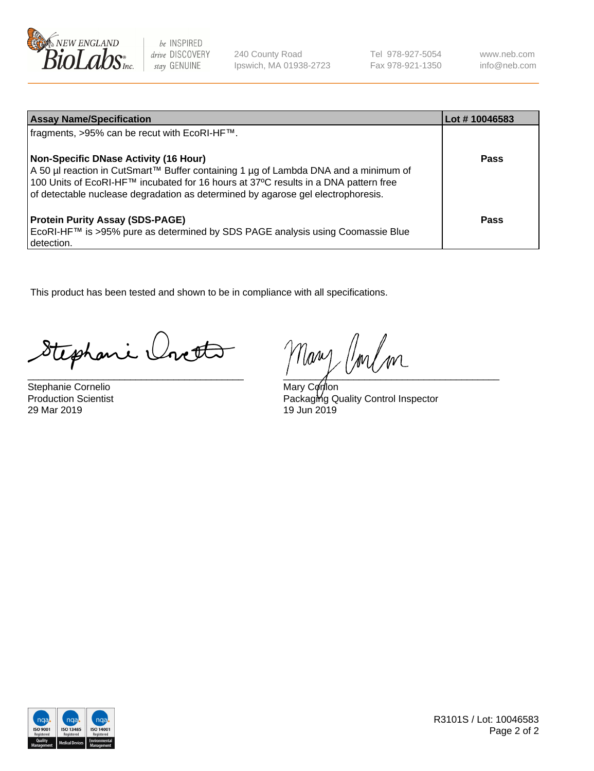| Assay Name/Specification | Lot # 10046583 |
|---|---|
| fragments, >95% can be recut with EcoRI-HF™. | |
| **Non-Specific DNase Activity (16 Hour)**<br>A 50 µl reaction in CutSmart™ Buffer containing 1 µg of Lambda DNA and a minimum of 100 Units of EcoRI-HF™ incubated for 16 hours at 37ºC results in a DNA pattern free of detectable nuclease degradation as determined by agarose gel electrophoresis. | **Pass** |
| **Protein Purity Assay (SDS-PAGE)**<br>EcoRI-HF™ is >95% pure as determined by SDS PAGE analysis using Coomassie Blue detection. | **Pass** |

This product has been tested and shown to be in compliance with all specifications.

Stephanie Cornelio
Production Scientist
29 Mar 2019

Mary Conlon
Packaging Quality Control Inspector
19 Jun 2019

R3101S / Lot: 10046583